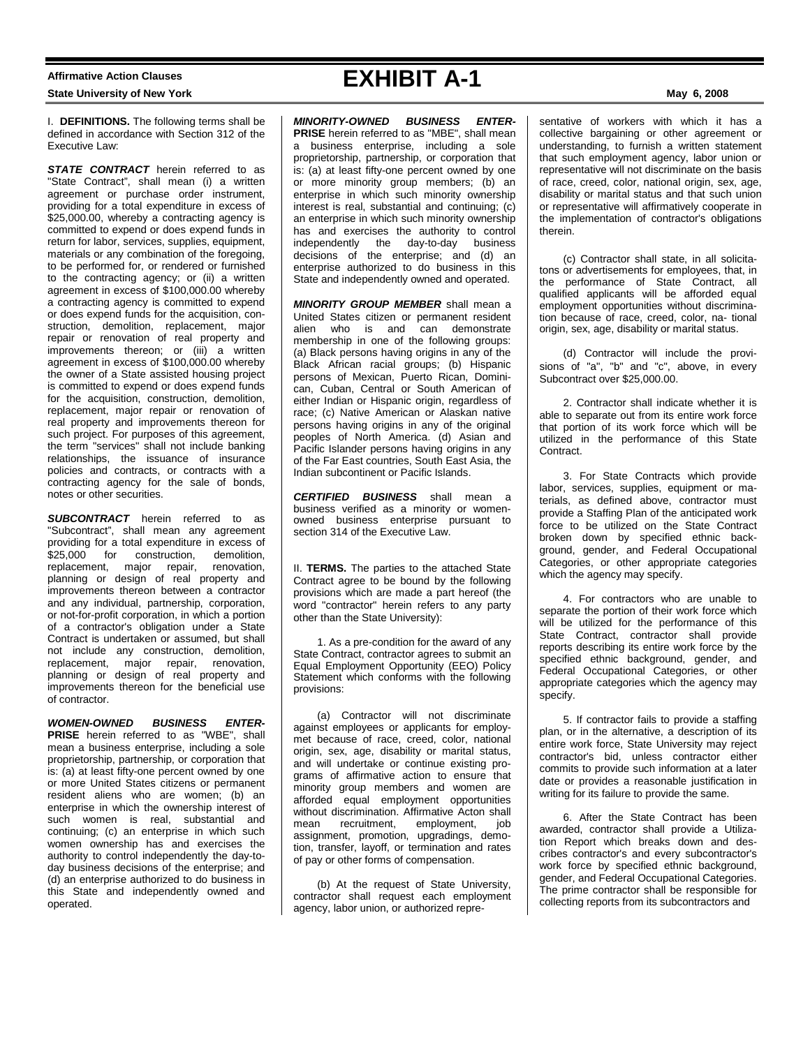**Affirmative Action Clauses**

# EXHIBIT A-1

**State University of New York** **May 6, 2008**

I. **DEFINITIONS.** The following terms shall be defined in accordance with Section 312 of the Executive Law:

***STATE CONTRACT*** herein referred to as "State Contract", shall mean (i) a written agreement or purchase order instrument, providing for a total expenditure in excess of $25,000.00, whereby a contracting agency is committed to expend or does expend funds in return for labor, services, supplies, equipment, materials or any combination of the foregoing, to be performed for, or rendered or furnished to the contracting agency; or (ii) a written agreement in excess of $100,000.00 whereby a contracting agency is committed to expend or does expend funds for the acquisition, construction, demolition, replacement, major repair or renovation of real property and improvements thereon; or (iii) a written agreement in excess of $100,000.00 whereby the owner of a State assisted housing project is committed to expend or does expend funds for the acquisition, construction, demolition, replacement, major repair or renovation of real property and improvements thereon for such project. For purposes of this agreement, the term "services" shall not include banking relationships, the issuance of insurance policies and contracts, or contracts with a contracting agency for the sale of bonds, notes or other securities.

***SUBCONTRACT*** herein referred to as "Subcontract", shall mean any agreement providing for a total expenditure in excess of $25,000 for construction, demolition, replacement, major repair, renovation, planning or design of real property and improvements thereon between a contractor and any individual, partnership, corporation, or not-for-profit corporation, in which a portion of a contractor's obligation under a State Contract is undertaken or assumed, but shall not include any construction, demolition, replacement, major repair, renovation, planning or design of real property and improvements thereon for the beneficial use of contractor.

***WOMEN-OWNED BUSINESS ENTERPRISE*** herein referred to as "WBE", shall mean a business enterprise, including a sole proprietorship, partnership, or corporation that is: (a) at least fifty-one percent owned by one or more United States citizens or permanent resident aliens who are women; (b) an enterprise in which the ownership interest of such women is real, substantial and continuing; (c) an enterprise in which such women ownership has and exercises the authority to control independently the day-to-day business decisions of the enterprise; and (d) an enterprise authorized to do business in this State and independently owned and operated.

***MINORITY-OWNED BUSINESS ENTERPRISE*** herein referred to as "MBE", shall mean a business enterprise, including a sole proprietorship, partnership, or corporation that is: (a) at least fifty-one percent owned by one or more minority group members; (b) an enterprise in which such minority ownership interest is real, substantial and continuing; (c) an enterprise in which such minority ownership has and exercises the authority to control independently the day-to-day business decisions of the enterprise; and (d) an enterprise authorized to do business in this State and independently owned and operated.

***MINORITY GROUP MEMBER*** shall mean a United States citizen or permanent resident alien who is and can demonstrate membership in one of the following groups: (a) Black persons having origins in any of the Black African racial groups; (b) Hispanic persons of Mexican, Puerto Rican, Dominican, Cuban, Central or South American of either Indian or Hispanic origin, regardless of race; (c) Native American or Alaskan native persons having origins in any of the original peoples of North America. (d) Asian and Pacific Islander persons having origins in any of the Far East countries, South East Asia, the Indian subcontinent or Pacific Islands.

***CERTIFIED BUSINESS*** shall mean a business verified as a minority or women-owned business enterprise pursuant to section 314 of the Executive Law.

II. **TERMS.** The parties to the attached State Contract agree to be bound by the following provisions which are made a part hereof (the word "contractor" herein refers to any party other than the State University):

1. As a pre-condition for the award of any State Contract, contractor agrees to submit an Equal Employment Opportunity (EEO) Policy Statement which conforms with the following provisions:

(a) Contractor will not discriminate against employees or applicants for employment because of race, creed, color, national origin, sex, age, disability or marital status, and will undertake or continue existing programs of affirmative action to ensure that minority group members and women are afforded equal employment opportunities without discrimination. Affirmative Acton shall mean recruitment, employment, job assignment, promotion, upgradings, demotion, transfer, layoff, or termination and rates of pay or other forms of compensation.

(b) At the request of State University, contractor shall request each employment agency, labor union, or authorized representative of workers with which it has a collective bargaining or other agreement or understanding, to furnish a written statement that such employment agency, labor union or representative will not discriminate on the basis of race, creed, color, national origin, sex, age, disability or marital status and that such union or representative will affirmatively cooperate in the implementation of contractor's obligations therein.

(c) Contractor shall state, in all solicitatons or advertisements for employees, that, in the performance of State Contract, all qualified applicants will be afforded equal employment opportunities without discrimination because of race, creed, color, national origin, sex, age, disability or marital status.

(d) Contractor will include the provisions of "a", "b" and "c", above, in every Subcontract over $25,000.00.

2. Contractor shall indicate whether it is able to separate out from its entire work force that portion of its work force which will be utilized in the performance of this State Contract.

3. For State Contracts which provide labor, services, supplies, equipment or materials, as defined above, contractor must provide a Staffing Plan of the anticipated work force to be utilized on the State Contract broken down by specified ethnic background, gender, and Federal Occupational Categories, or other appropriate categories which the agency may specify.

4. For contractors who are unable to separate the portion of their work force which will be utilized for the performance of this State Contract, contractor shall provide reports describing its entire work force by the specified ethnic background, gender, and Federal Occupational Categories, or other appropriate categories which the agency may specify.

5. If contractor fails to provide a staffing plan, or in the alternative, a description of its entire work force, State University may reject contractor's bid, unless contractor either commits to provide such information at a later date or provides a reasonable justification in writing for its failure to provide the same.

6. After the State Contract has been awarded, contractor shall provide a Utilization Report which breaks down and describes contractor's and every subcontractor's work force by specified ethnic background, gender, and Federal Occupational Categories. The prime contractor shall be responsible for collecting reports from its subcontractors and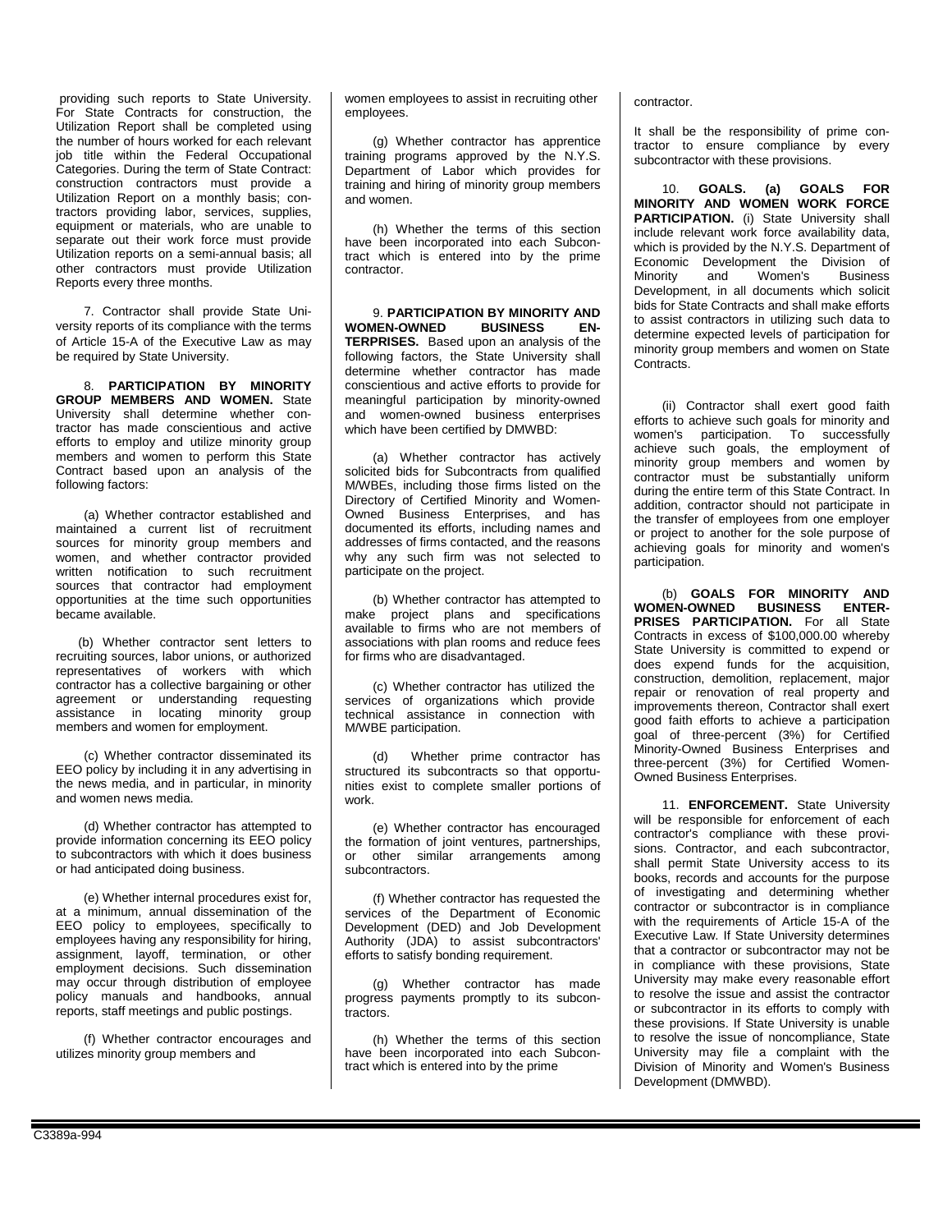providing such reports to State University. For State Contracts for construction, the Utilization Report shall be completed using the number of hours worked for each relevant job title within the Federal Occupational Categories. During the term of State Contract: construction contractors must provide a Utilization Report on a monthly basis; contractors providing labor, services, supplies, equipment or materials, who are unable to separate out their work force must provide Utilization reports on a semi-annual basis; all other contractors must provide Utilization Reports every three months.

7. Contractor shall provide State University reports of its compliance with the terms of Article 15-A of the Executive Law as may be required by State University.

8. **PARTICIPATION BY MINORITY GROUP MEMBERS AND WOMEN.** State University shall determine whether contractor has made conscientious and active efforts to employ and utilize minority group members and women to perform this State Contract based upon an analysis of the following factors:

(a) Whether contractor established and maintained a current list of recruitment sources for minority group members and women, and whether contractor provided written notification to such recruitment sources that contractor had employment opportunities at the time such opportunities became available.

(b) Whether contractor sent letters to recruiting sources, labor unions, or authorized representatives of workers with which contractor has a collective bargaining or other agreement or understanding requesting assistance in locating minority group members and women for employment.

(c) Whether contractor disseminated its EEO policy by including it in any advertising in the news media, and in particular, in minority and women news media.

(d) Whether contractor has attempted to provide information concerning its EEO policy to subcontractors with which it does business or had anticipated doing business.

(e) Whether internal procedures exist for, at a minimum, annual dissemination of the EEO policy to employees, specifically to employees having any responsibility for hiring, assignment, layoff, termination, or other employment decisions. Such dissemination may occur through distribution of employee policy manuals and handbooks, annual reports, staff meetings and public postings.

(f) Whether contractor encourages and utilizes minority group members and women employees to assist in recruiting other employees.

(g) Whether contractor has apprentice training programs approved by the N.Y.S. Department of Labor which provides for training and hiring of minority group members and women.

(h) Whether the terms of this section have been incorporated into each Subcontract which is entered into by the prime contractor.

9. **PARTICIPATION BY MINORITY AND WOMEN-OWNED BUSINESS ENTERPRISES.** Based upon an analysis of the following factors, the State University shall determine whether contractor has made conscientious and active efforts to provide for meaningful participation by minority-owned and women-owned business enterprises which have been certified by DMWBD:

(a) Whether contractor has actively solicited bids for Subcontracts from qualified M/WBEs, including those firms listed on the Directory of Certified Minority and Women-Owned Business Enterprises, and has documented its efforts, including names and addresses of firms contacted, and the reasons why any such firm was not selected to participate on the project.

(b) Whether contractor has attempted to make project plans and specifications available to firms who are not members of associations with plan rooms and reduce fees for firms who are disadvantaged.

(c) Whether contractor has utilized the services of organizations which provide technical assistance in connection with M/WBE participation.

(d) Whether prime contractor has structured its subcontracts so that opportunities exist to complete smaller portions of work.

(e) Whether contractor has encouraged the formation of joint ventures, partnerships, or other similar arrangements among subcontractors.

(f) Whether contractor has requested the services of the Department of Economic Development (DED) and Job Development Authority (JDA) to assist subcontractors' efforts to satisfy bonding requirement.

(g) Whether contractor has made progress payments promptly to its subcontractors.

(h) Whether the terms of this section have been incorporated into each Subcontract which is entered into by the prime contractor.

It shall be the responsibility of prime contractor to ensure compliance by every subcontractor with these provisions.

10. **GOALS. (a) GOALS FOR MINORITY AND WOMEN WORK FORCE PARTICIPATION.** (i) State University shall include relevant work force availability data, which is provided by the N.Y.S. Department of Economic Development the Division of Minority and Women's Business Development, in all documents which solicit bids for State Contracts and shall make efforts to assist contractors in utilizing such data to determine expected levels of participation for minority group members and women on State Contracts.

(ii) Contractor shall exert good faith efforts to achieve such goals for minority and women's participation. To successfully achieve such goals, the employment of minority group members and women by contractor must be substantially uniform during the entire term of this State Contract. In addition, contractor should not participate in the transfer of employees from one employer or project to another for the sole purpose of achieving goals for minority and women's participation.

(b) **GOALS FOR MINORITY AND WOMEN-OWNED BUSINESS ENTERPRISES PARTICIPATION.** For all State Contracts in excess of $100,000.00 whereby State University is committed to expend or does expend funds for the acquisition, construction, demolition, replacement, major repair or renovation of real property and improvements thereon, Contractor shall exert good faith efforts to achieve a participation goal of three-percent (3%) for Certified Minority-Owned Business Enterprises and three-percent (3%) for Certified Women-Owned Business Enterprises.

11. **ENFORCEMENT.** State University will be responsible for enforcement of each contractor's compliance with these provisions. Contractor, and each subcontractor, shall permit State University access to its books, records and accounts for the purpose of investigating and determining whether contractor or subcontractor is in compliance with the requirements of Article 15-A of the Executive Law. If State University determines that a contractor or subcontractor may not be in compliance with these provisions, State University may make every reasonable effort to resolve the issue and assist the contractor or subcontractor in its efforts to comply with these provisions. If State University is unable to resolve the issue of noncompliance, State University may file a complaint with the Division of Minority and Women's Business Development (DMWBD).

C3389a-994